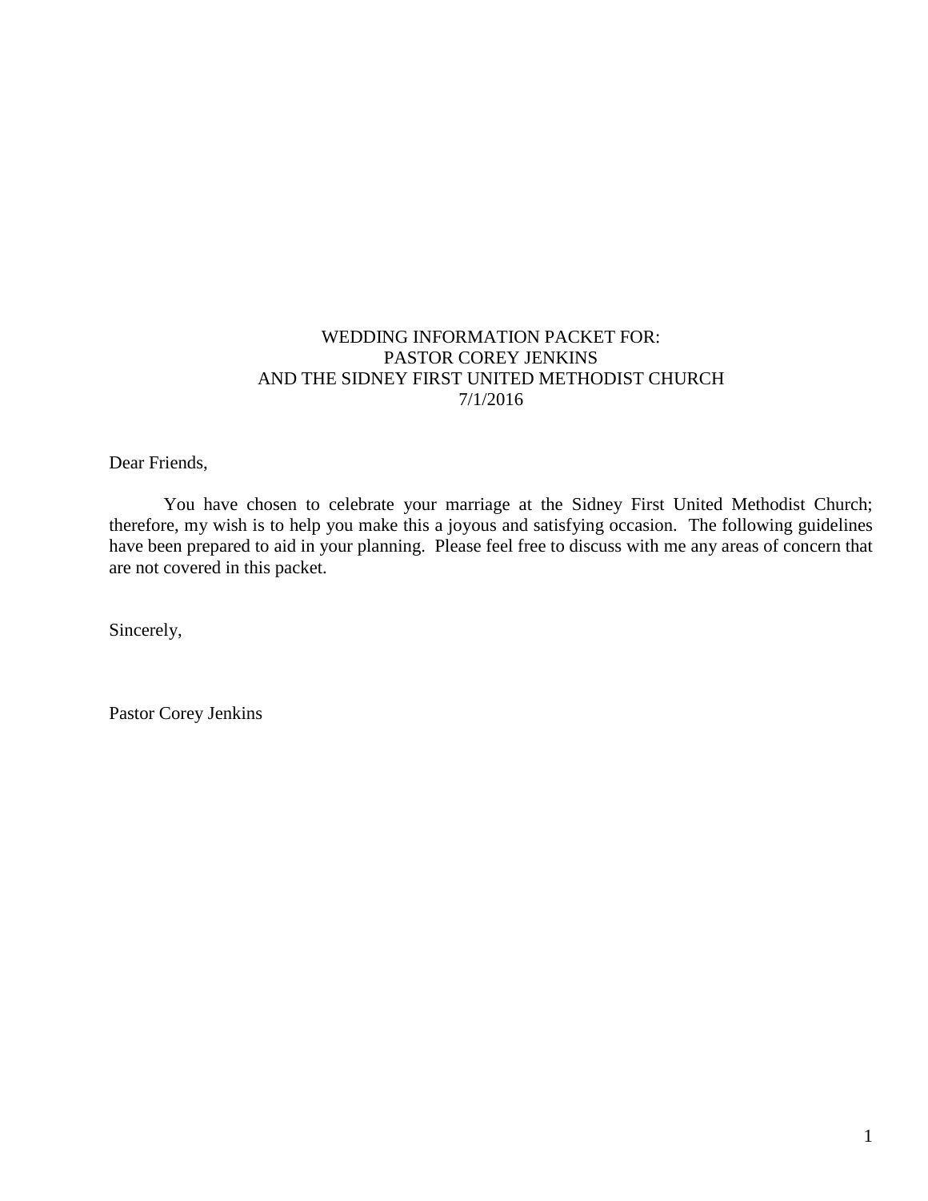# WEDDING INFORMATION PACKET FOR:
# PASTOR COREY JENKINS
# AND THE SIDNEY FIRST UNITED METHODIST CHURCH
# 7/1/2016

Dear Friends,

You have chosen to celebrate your marriage at the Sidney First United Methodist Church; therefore, my wish is to help you make this a joyous and satisfying occasion. The following guidelines have been prepared to aid in your planning. Please feel free to discuss with me any areas of concern that are not covered in this packet.

Sincerely,

Pastor Corey Jenkins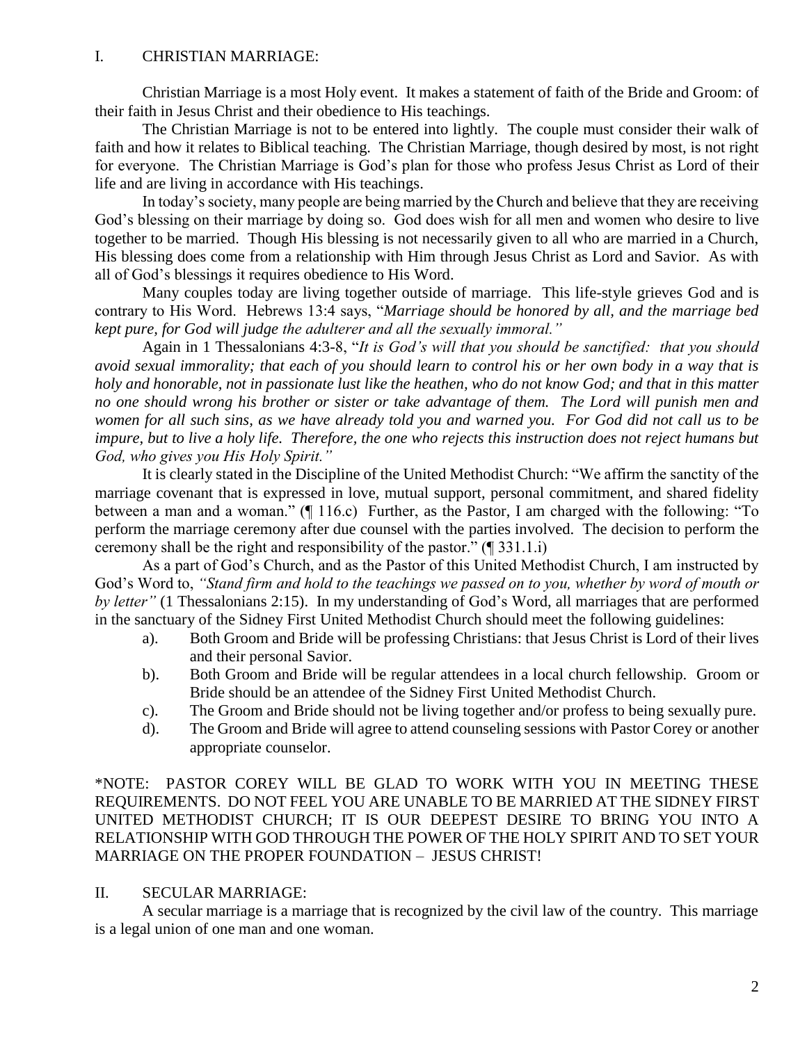## I. CHRISTIAN MARRIAGE:

Christian Marriage is a most Holy event. It makes a statement of faith of the Bride and Groom: of their faith in Jesus Christ and their obedience to His teachings.

The Christian Marriage is not to be entered into lightly. The couple must consider their walk of faith and how it relates to Biblical teaching. The Christian Marriage, though desired by most, is not right for everyone. The Christian Marriage is God's plan for those who profess Jesus Christ as Lord of their life and are living in accordance with His teachings.

In today's society, many people are being married by the Church and believe that they are receiving God's blessing on their marriage by doing so. God does wish for all men and women who desire to live together to be married. Though His blessing is not necessarily given to all who are married in a Church, His blessing does come from a relationship with Him through Jesus Christ as Lord and Savior. As with all of God's blessings it requires obedience to His Word.

Many couples today are living together outside of marriage. This life-style grieves God and is contrary to His Word. Hebrews 13:4 says, "*Marriage should be honored by all, and the marriage bed kept pure, for God will judge the adulterer and all the sexually immoral."*

Again in 1 Thessalonians 4:3-8, "*It is God's will that you should be sanctified: that you should avoid sexual immorality; that each of you should learn to control his or her own body in a way that is holy and honorable, not in passionate lust like the heathen, who do not know God; and that in this matter no one should wrong his brother or sister or take advantage of them. The Lord will punish men and women for all such sins, as we have already told you and warned you. For God did not call us to be impure, but to live a holy life. Therefore, the one who rejects this instruction does not reject humans but God, who gives you His Holy Spirit."*

It is clearly stated in the Discipline of the United Methodist Church: "We affirm the sanctity of the marriage covenant that is expressed in love, mutual support, personal commitment, and shared fidelity between a man and a woman." (¶ 116.c) Further, as the Pastor, I am charged with the following: "To perform the marriage ceremony after due counsel with the parties involved. The decision to perform the ceremony shall be the right and responsibility of the pastor." (¶ 331.1.i)

As a part of God's Church, and as the Pastor of this United Methodist Church, I am instructed by God's Word to, *"Stand firm and hold to the teachings we passed on to you, whether by word of mouth or by letter"* (1 Thessalonians 2:15). In my understanding of God's Word, all marriages that are performed in the sanctuary of the Sidney First United Methodist Church should meet the following guidelines:

a). Both Groom and Bride will be professing Christians: that Jesus Christ is Lord of their lives and their personal Savior.

b). Both Groom and Bride will be regular attendees in a local church fellowship. Groom or Bride should be an attendee of the Sidney First United Methodist Church.

c). The Groom and Bride should not be living together and/or profess to being sexually pure.

d). The Groom and Bride will agree to attend counseling sessions with Pastor Corey or another appropriate counselor.

*NOTE: PASTOR COREY WILL BE GLAD TO WORK WITH YOU IN MEETING THESE REQUIREMENTS. DO NOT FEEL YOU ARE UNABLE TO BE MARRIED AT THE SIDNEY FIRST UNITED METHODIST CHURCH; IT IS OUR DEEPEST DESIRE TO BRING YOU INTO A RELATIONSHIP WITH GOD THROUGH THE POWER OF THE HOLY SPIRIT AND TO SET YOUR MARRIAGE ON THE PROPER FOUNDATION – JESUS CHRIST!

## II. SECULAR MARRIAGE:

A secular marriage is a marriage that is recognized by the civil law of the country. This marriage is a legal union of one man and one woman.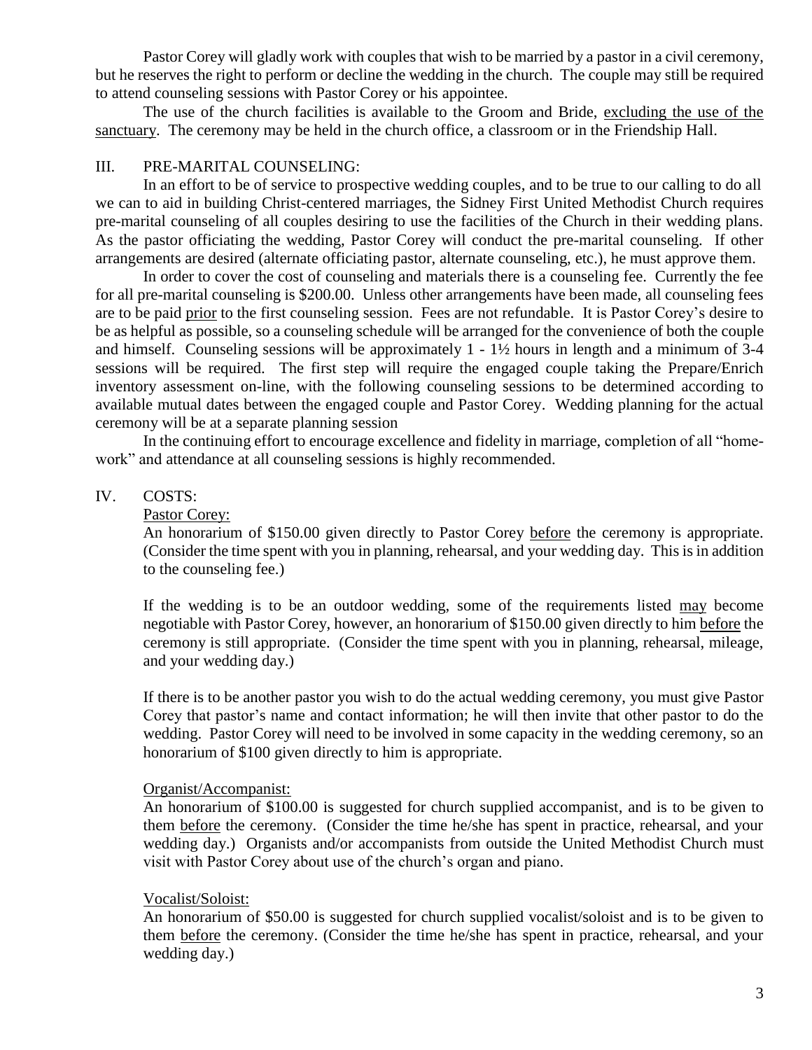Pastor Corey will gladly work with couples that wish to be married by a pastor in a civil ceremony, but he reserves the right to perform or decline the wedding in the church. The couple may still be required to attend counseling sessions with Pastor Corey or his appointee.

The use of the church facilities is available to the Groom and Bride, <u>excluding the use of the sanctuary</u>. The ceremony may be held in the church office, a classroom or in the Friendship Hall.

## III. PRE-MARITAL COUNSELING:

In an effort to be of service to prospective wedding couples, and to be true to our calling to do all we can to aid in building Christ-centered marriages, the Sidney First United Methodist Church requires pre-marital counseling of all couples desiring to use the facilities of the Church in their wedding plans. As the pastor officiating the wedding, Pastor Corey will conduct the pre-marital counseling. If other arrangements are desired (alternate officiating pastor, alternate counseling, etc.), he must approve them.

In order to cover the cost of counseling and materials there is a counseling fee. Currently the fee for all pre-marital counseling is $200.00. Unless other arrangements have been made, all counseling fees are to be paid <u>prior</u> to the first counseling session. Fees are not refundable. It is Pastor Corey's desire to be as helpful as possible, so a counseling schedule will be arranged for the convenience of both the couple and himself. Counseling sessions will be approximately 1 - 1½ hours in length and a minimum of 3-4 sessions will be required. The first step will require the engaged couple taking the Prepare/Enrich inventory assessment on-line, with the following counseling sessions to be determined according to available mutual dates between the engaged couple and Pastor Corey. Wedding planning for the actual ceremony will be at a separate planning session

In the continuing effort to encourage excellence and fidelity in marriage, completion of all "home-work" and attendance at all counseling sessions is highly recommended.

## IV. COSTS:

<u>Pastor Corey:</u>

An honorarium of $150.00 given directly to Pastor Corey <u>before</u> the ceremony is appropriate. (Consider the time spent with you in planning, rehearsal, and your wedding day. This is in addition to the counseling fee.)

If the wedding is to be an outdoor wedding, some of the requirements listed <u>may</u> become negotiable with Pastor Corey, however, an honorarium of $150.00 given directly to him <u>before</u> the ceremony is still appropriate. (Consider the time spent with you in planning, rehearsal, mileage, and your wedding day.)

If there is to be another pastor you wish to do the actual wedding ceremony, you must give Pastor Corey that pastor's name and contact information; he will then invite that other pastor to do the wedding. Pastor Corey will need to be involved in some capacity in the wedding ceremony, so an honorarium of $100 given directly to him is appropriate.

<u>Organist/Accompanist:</u>

An honorarium of $100.00 is suggested for church supplied accompanist, and is to be given to them <u>before</u> the ceremony. (Consider the time he/she has spent in practice, rehearsal, and your wedding day.) Organists and/or accompanists from outside the United Methodist Church must visit with Pastor Corey about use of the church's organ and piano.

<u>Vocalist/Soloist:</u>

An honorarium of $50.00 is suggested for church supplied vocalist/soloist and is to be given to them <u>before</u> the ceremony. (Consider the time he/she has spent in practice, rehearsal, and your wedding day.)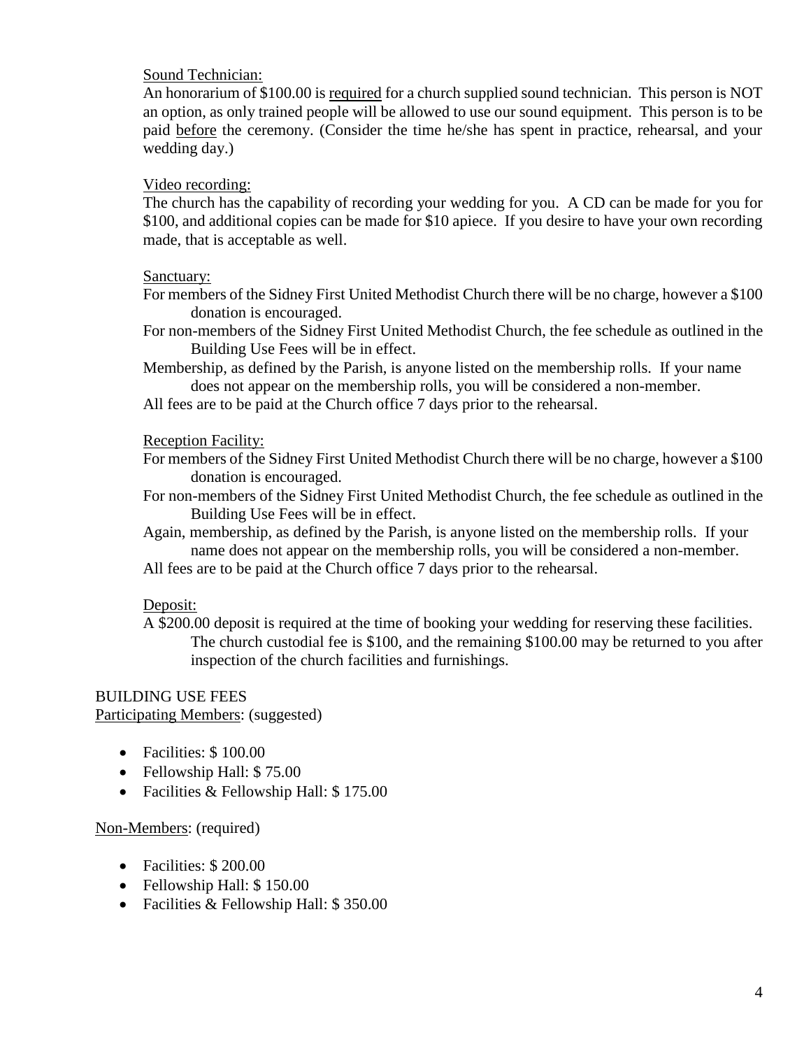Sound Technician:

An honorarium of $100.00 is required for a church supplied sound technician. This person is NOT an option, as only trained people will be allowed to use our sound equipment. This person is to be paid before the ceremony. (Consider the time he/she has spent in practice, rehearsal, and your wedding day.)

Video recording:

The church has the capability of recording your wedding for you. A CD can be made for you for $100, and additional copies can be made for $10 apiece. If you desire to have your own recording made, that is acceptable as well.

Sanctuary:

For members of the Sidney First United Methodist Church there will be no charge, however a $100 donation is encouraged.

For non-members of the Sidney First United Methodist Church, the fee schedule as outlined in the Building Use Fees will be in effect.

Membership, as defined by the Parish, is anyone listed on the membership rolls. If your name does not appear on the membership rolls, you will be considered a non-member.

All fees are to be paid at the Church office 7 days prior to the rehearsal.

Reception Facility:

For members of the Sidney First United Methodist Church there will be no charge, however a $100 donation is encouraged.

For non-members of the Sidney First United Methodist Church, the fee schedule as outlined in the Building Use Fees will be in effect.

Again, membership, as defined by the Parish, is anyone listed on the membership rolls. If your name does not appear on the membership rolls, you will be considered a non-member.

All fees are to be paid at the Church office 7 days prior to the rehearsal.

Deposit:

A $200.00 deposit is required at the time of booking your wedding for reserving these facilities. The church custodial fee is $100, and the remaining $100.00 may be returned to you after inspection of the church facilities and furnishings.

BUILDING USE FEES

Participating Members: (suggested)

- Facilities: $ 100.00
- Fellowship Hall: $ 75.00
- Facilities & Fellowship Hall: $ 175.00

Non-Members: (required)

- Facilities: $ 200.00
- Fellowship Hall: $ 150.00
- Facilities & Fellowship Hall: $ 350.00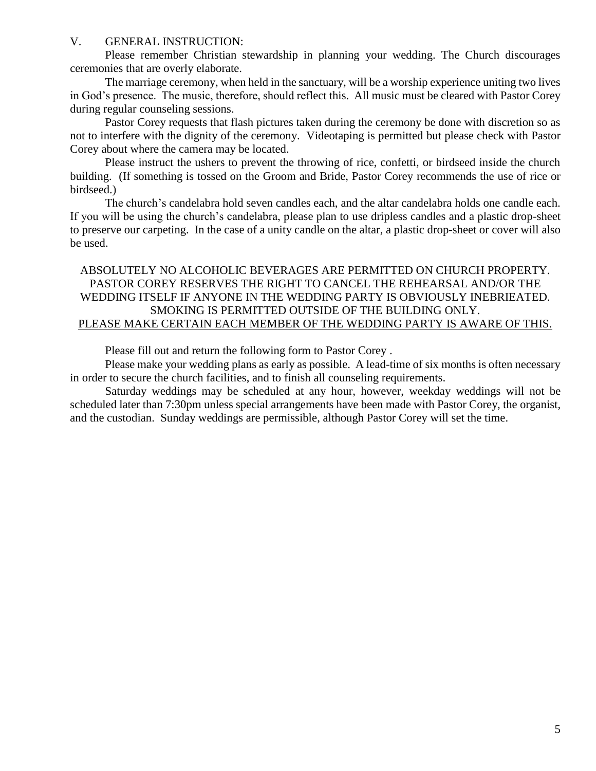## V. GENERAL INSTRUCTION:

Please remember Christian stewardship in planning your wedding. The Church discourages ceremonies that are overly elaborate.

The marriage ceremony, when held in the sanctuary, will be a worship experience uniting two lives in God's presence. The music, therefore, should reflect this. All music must be cleared with Pastor Corey during regular counseling sessions.

Pastor Corey requests that flash pictures taken during the ceremony be done with discretion so as not to interfere with the dignity of the ceremony. Videotaping is permitted but please check with Pastor Corey about where the camera may be located.

Please instruct the ushers to prevent the throwing of rice, confetti, or birdseed inside the church building. (If something is tossed on the Groom and Bride, Pastor Corey recommends the use of rice or birdseed.)

The church's candelabra hold seven candles each, and the altar candelabra holds one candle each. If you will be using the church's candelabra, please plan to use dripless candles and a plastic drop-sheet to preserve our carpeting. In the case of a unity candle on the altar, a plastic drop-sheet or cover will also be used.

ABSOLUTELY NO ALCOHOLIC BEVERAGES ARE PERMITTED ON CHURCH PROPERTY. PASTOR COREY RESERVES THE RIGHT TO CANCEL THE REHEARSAL AND/OR THE WEDDING ITSELF IF ANYONE IN THE WEDDING PARTY IS OBVIOUSLY INEBRIEATED. SMOKING IS PERMITTED OUTSIDE OF THE BUILDING ONLY.
<u>PLEASE MAKE CERTAIN EACH MEMBER OF THE WEDDING PARTY IS AWARE OF THIS.</u>

Please fill out and return the following form to Pastor Corey .

Please make your wedding plans as early as possible. A lead-time of six months is often necessary in order to secure the church facilities, and to finish all counseling requirements.

Saturday weddings may be scheduled at any hour, however, weekday weddings will not be scheduled later than 7:30pm unless special arrangements have been made with Pastor Corey, the organist, and the custodian. Sunday weddings are permissible, although Pastor Corey will set the time.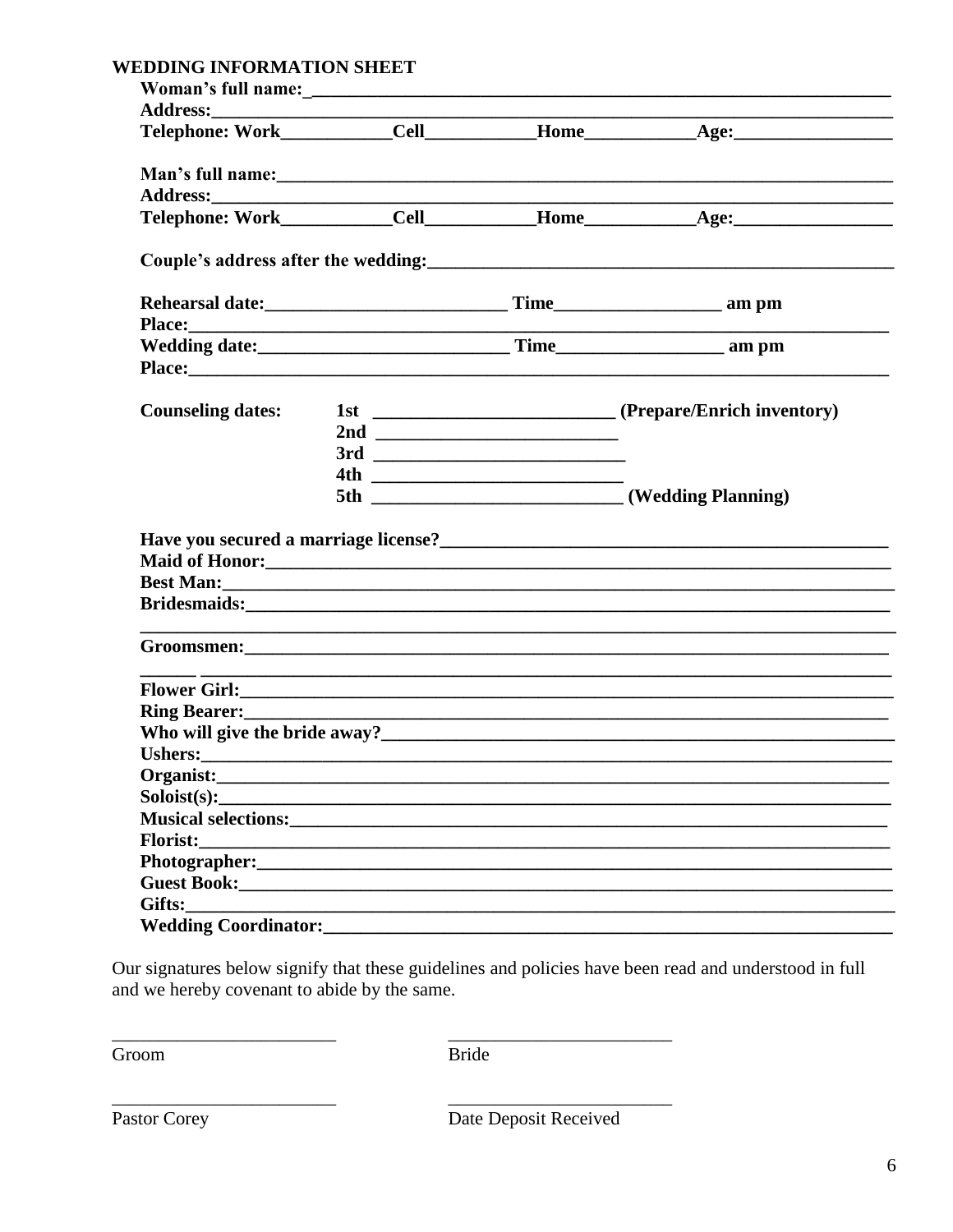## WEDDING INFORMATION SHEET

**Woman's full name:**______________________________________________

**Address:**______________________________________________

**Telephone: Work**___________**Cell**___________**Home**___________**Age:**_______________

**Man's full name:**______________________________________________

**Address:**______________________________________________

**Telephone: Work**___________**Cell**___________**Home**___________**Age:**_______________

**Couple's address after the wedding:**______________________________________________

**Rehearsal date:**_______________________ **Time**_______________ **am pm**

**Place:**______________________________________________

**Wedding date:**_______________________ **Time**_______________ **am pm**

**Place:**______________________________________________

**Counseling dates:**

**1st** _______________________ **(Prepare/Enrich inventory)**

**2nd** _______________________

**3rd** _______________________

**4th** _______________________

**5th** _______________________ **(Wedding Planning)**

**Have you secured a marriage license?**______________________________________________

**Maid of Honor:**______________________________________________

**Best Man:**______________________________________________

**Bridesmaids:**______________________________________________

______________________________________________

**Groomsmen:**______________________________________________

______________________________________________

**Flower Girl:**______________________________________________

**Ring Bearer:**______________________________________________

**Who will give the bride away?**______________________________________________

**Ushers:**______________________________________________

**Organist:**______________________________________________

**Soloist(s):**______________________________________________

**Musical selections:**______________________________________________

**Florist:**______________________________________________

**Photographer:**______________________________________________

**Guest Book:**______________________________________________

**Gifts:**______________________________________________

**Wedding Coordinator:**______________________________________________

Our signatures below signify that these guidelines and policies have been read and understood in full and we hereby covenant to abide by the same.

_______________________ _______________________

Groom Bride

_______________________ _______________________

Pastor Corey Date Deposit Received